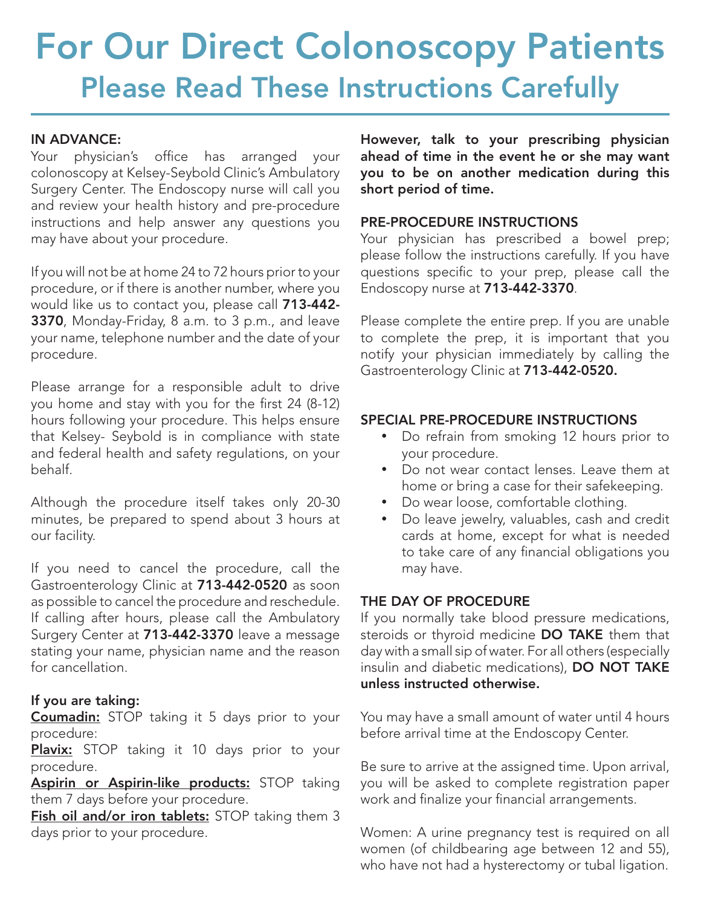# For Our Direct Colonoscopy Patients

## Please Read These Instructions Carefully

### IN ADVANCE:

Your physician's office has arranged your colonoscopy at Kelsey-Seybold Clinic's Ambulatory Surgery Center. The Endoscopy nurse will call you and review your health history and pre-procedure instructions and help answer any questions you may have about your procedure.

If you will not be at home 24 to 72 hours prior to your procedure, or if there is another number, where you would like us to contact you, please call **713-442-3370**, Monday-Friday, 8 a.m. to 3 p.m., and leave your name, telephone number and the date of your procedure.

Please arrange for a responsible adult to drive you home and stay with you for the first 24 (8-12) hours following your procedure. This helps ensure that Kelsey- Seybold is in compliance with state and federal health and safety regulations, on your behalf.

Although the procedure itself takes only 20-30 minutes, be prepared to spend about 3 hours at our facility.

If you need to cancel the procedure, call the Gastroenterology Clinic at **713-442-0520** as soon as possible to cancel the procedure and reschedule. If calling after hours, please call the Ambulatory Surgery Center at **713-442-3370** leave a message stating your name, physician name and the reason for cancellation.

**If you are taking:**

**Coumadin:** STOP taking it 5 days prior to your procedure:

**Plavix:** STOP taking it 10 days prior to your procedure.

**Aspirin or Aspirin-like products:** STOP taking them 7 days before your procedure.

**Fish oil and/or iron tablets:** STOP taking them 3 days prior to your procedure.

**However, talk to your prescribing physician ahead of time in the event he or she may want you to be on another medication during this short period of time.**

### PRE-PROCEDURE INSTRUCTIONS

Your physician has prescribed a bowel prep; please follow the instructions carefully. If you have questions specific to your prep, please call the Endoscopy nurse at **713-442-3370**.

Please complete the entire prep. If you are unable to complete the prep, it is important that you notify your physician immediately by calling the Gastroenterology Clinic at **713-442-0520.**

### SPECIAL PRE-PROCEDURE INSTRUCTIONS

- Do refrain from smoking 12 hours prior to your procedure.
- Do not wear contact lenses. Leave them at home or bring a case for their safekeeping.
- Do wear loose, comfortable clothing.
- Do leave jewelry, valuables, cash and credit cards at home, except for what is needed to take care of any financial obligations you may have.

### THE DAY OF PROCEDURE

If you normally take blood pressure medications, steroids or thyroid medicine **DO TAKE** them that day with a small sip of water. For all others (especially insulin and diabetic medications), **DO NOT TAKE unless instructed otherwise.**

You may have a small amount of water until 4 hours before arrival time at the Endoscopy Center.

Be sure to arrive at the assigned time. Upon arrival, you will be asked to complete registration paper work and finalize your financial arrangements.

Women: A urine pregnancy test is required on all women (of childbearing age between 12 and 55), who have not had a hysterectomy or tubal ligation.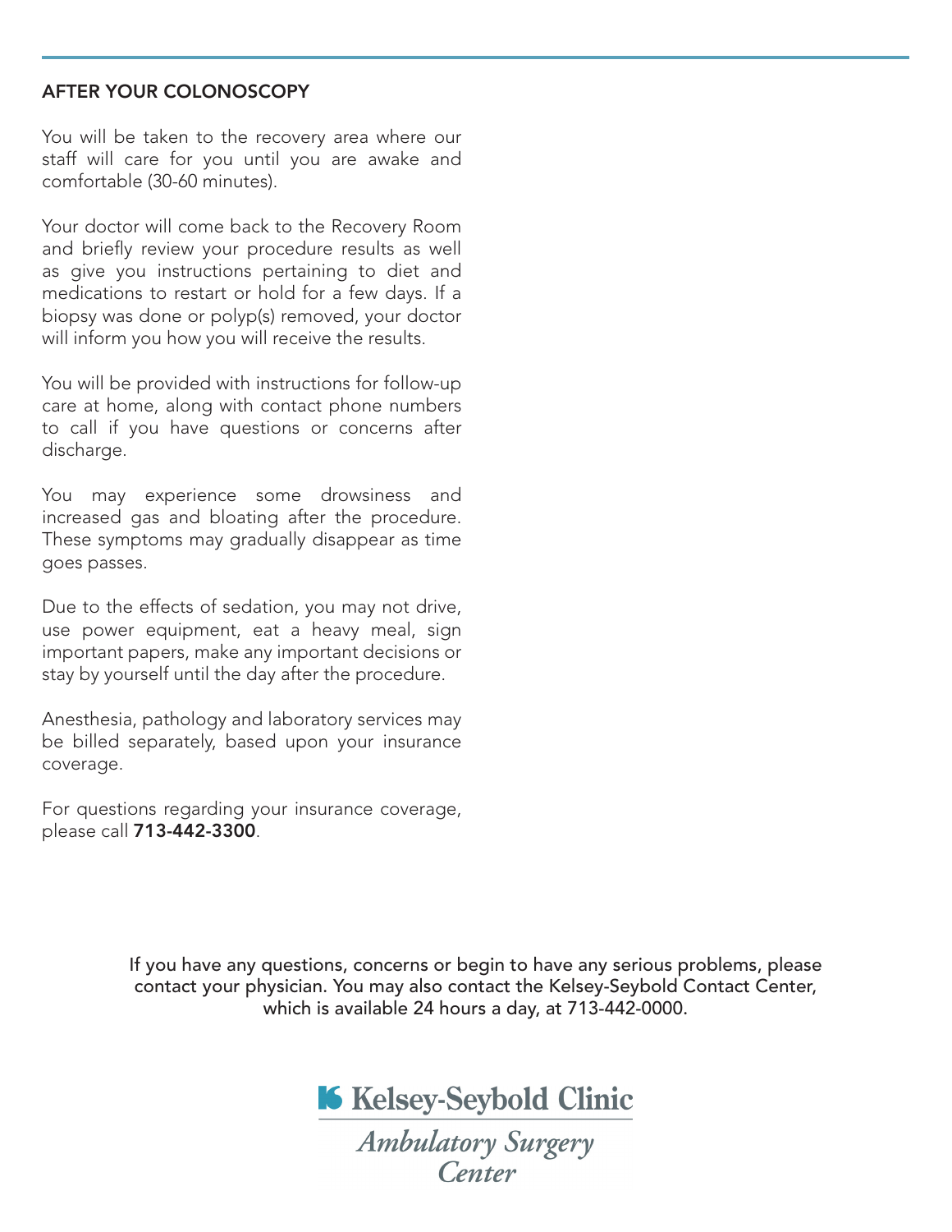## AFTER YOUR COLONOSCOPY

You will be taken to the recovery area where our staff will care for you until you are awake and comfortable (30-60 minutes).

Your doctor will come back to the Recovery Room and briefly review your procedure results as well as give you instructions pertaining to diet and medications to restart or hold for a few days. If a biopsy was done or polyp(s) removed, your doctor will inform you how you will receive the results.

You will be provided with instructions for follow-up care at home, along with contact phone numbers to call if you have questions or concerns after discharge.

You may experience some drowsiness and increased gas and bloating after the procedure. These symptoms may gradually disappear as time goes passes.

Due to the effects of sedation, you may not drive, use power equipment, eat a heavy meal, sign important papers, make any important decisions or stay by yourself until the day after the procedure.

Anesthesia, pathology and laboratory services may be billed separately, based upon your insurance coverage.

For questions regarding your insurance coverage, please call **713-442-3300**.

If you have any questions, concerns or begin to have any serious problems, please contact your physician. You may also contact the Kelsey-Seybold Contact Center, which is available 24 hours a day, at 713-442-0000.

Kelsey-Seybold Clinic

*Ambulatory Surgery Center*